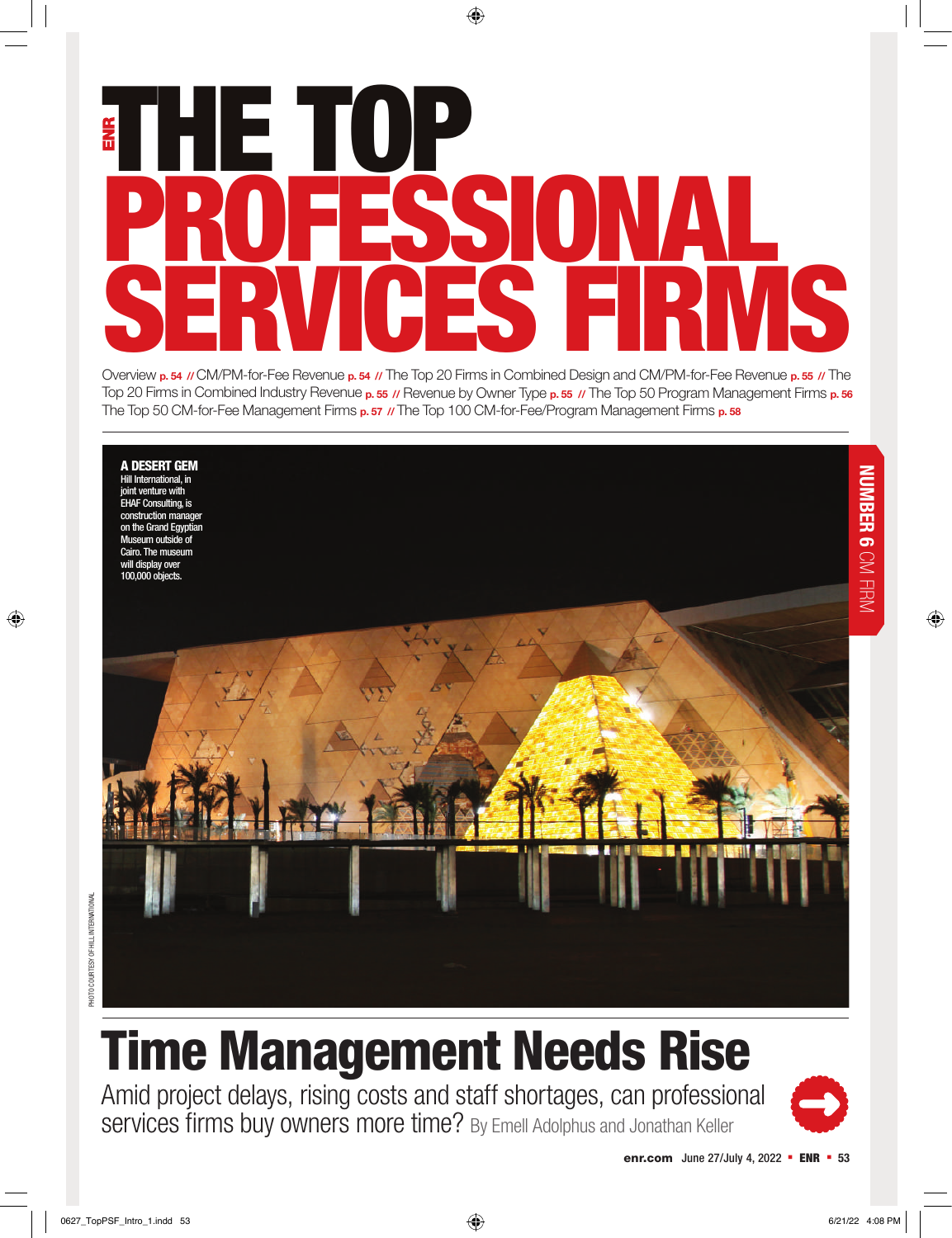# THE TOP PROFESSIONAL SERVICES FIRMS

Overview p. 54 // CM/PM-for-Fee Revenue p. 54 // The Top 20 Firms in Combined Design and CM/PM-for-Fee Revenue p. 55 // The Top 20 Firms in Combined Industry Revenue p. 55 // Revenue by Owner Type p. 55 // The Top 50 Program Management Firms p. 56 The Top 50 CM-for-Fee Management Firms p. 57 // The Top 100 CM-for-Fee/Program Management Firms p. 58

**A DESERT GEM** Hill International, in joint venture with EHAF Consulting, is construction manager on the Grand Egyptian Museum outside of Cairo. The museum will display over 100,000 objects.

**NUMBER 6** CM FIRM

PHOTO COURTESY OF HILL INTERNATIONAL

# Time Management Needs Rise

Amid project delays, rising costs and staff shortages, can professional services firms buy owners more time? By Emell Adolphus and Jonathan Keller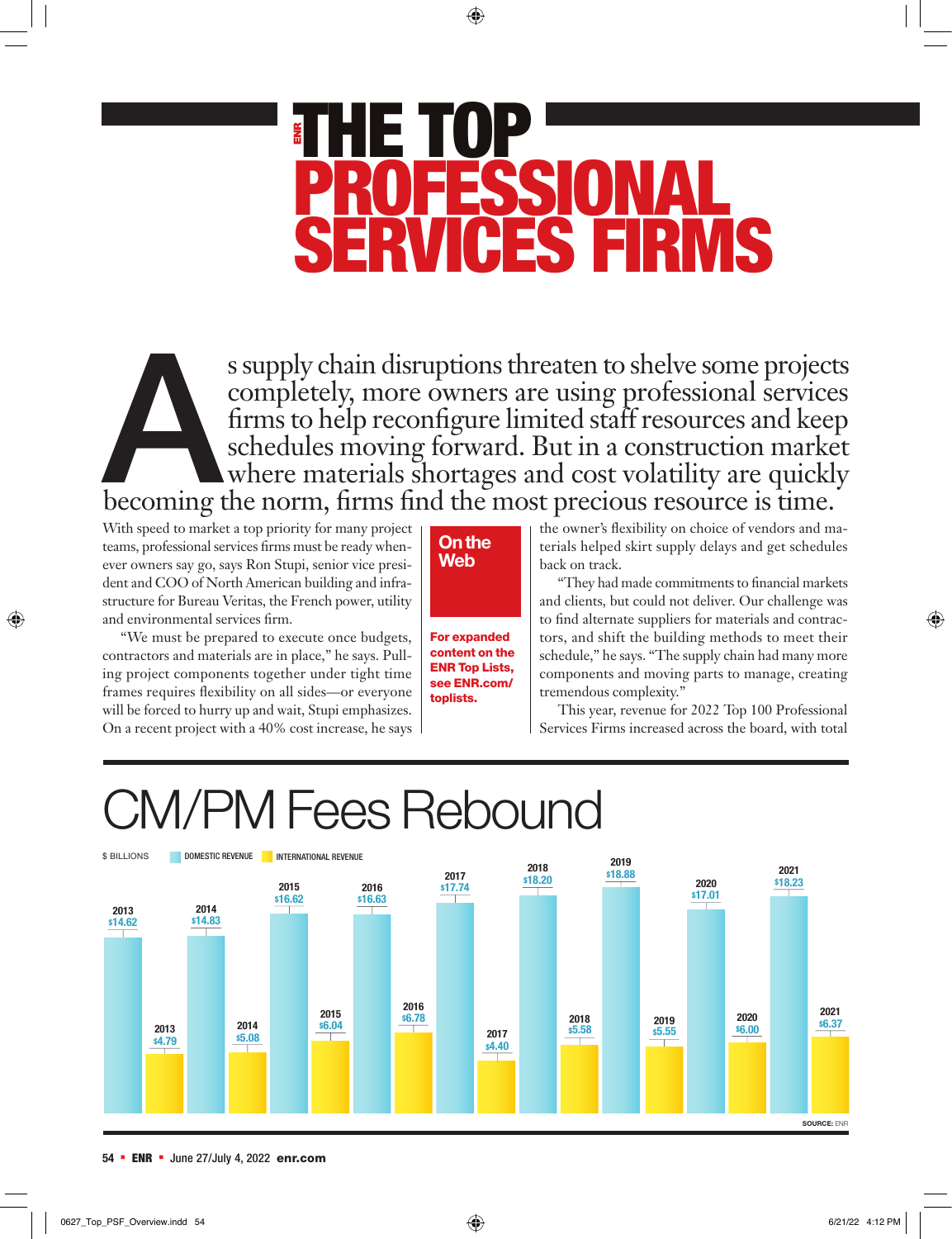# THE TOP PROFESSIONAL SERVICES FIRMS

As supply chain disruptions threaten to shelve some projects completely, more owners are using professional services firms to help reconfigure limited staff resources and keep schedules moving forward. But in a construction market where materials shortages and cost volatility are quickly becoming the norm, firms find the most precious resource is time.

With speed to market a top priority for many project teams, professional services firms must be ready whenever owners say go, says Ron Stupi, senior vice president and COO of North American building and infrastructure for Bureau Veritas, the French power, utility and environmental services firm.

"We must be prepared to execute once budgets, contractors and materials are in place," he says. Pulling project components together under tight time frames requires flexibility on all sides—or everyone will be forced to hurry up and wait, Stupi emphasizes. On a recent project with a 40% cost increase, he says the owner's flexibility on choice of vendors and materials helped skirt supply delays and get schedules back on track.

"They had made commitments to financial markets and clients, but could not deliver. Our challenge was to find alternate suppliers for materials and contractors, and shift the building methods to meet their schedule," he says. "The supply chain had many more components and moving parts to manage, creating tremendous complexity."

This year, revenue for 2022 Top 100 Professional Services Firms increased across the board, with total

**On the Web**

**For expanded content on the ENR Top Lists, see ENR.com/toplists.**

## CM/PM Fees Rebound

$ BILLIONS

| Year | Domestic Revenue | International Revenue |
|---|---|---|
| 2013 | $14.62 | $4.79 |
| 2014 | $14.83 | $5.08 |
| 2015 | $16.62 | $6.04 |
| 2016 | $16.63 | $6.78 |
| 2017 | $17.74 | $4.40 |
| 2018 | $18.20 | $5.58 |
| 2019 | $18.88 | $5.55 |
| 2020 | $17.01 | $6.00 |
| 2021 | $18.23 | $6.37 |

SOURCE: ENR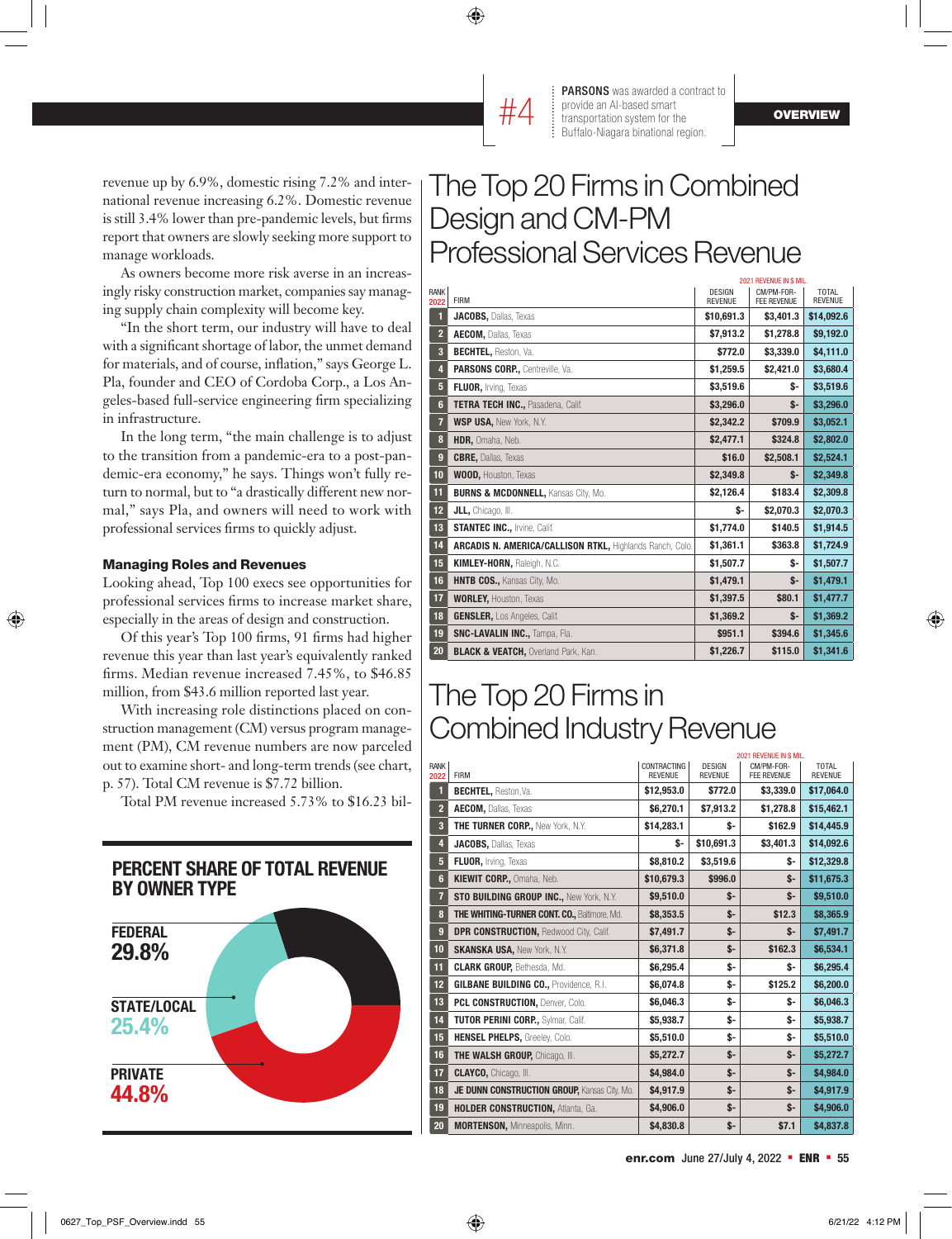#4 **PARSONS** was awarded a contract to provide an AI-based smart transportation system for the Buffalo-Niagara binational region.

revenue up by 6.9%, domestic rising 7.2% and international revenue increasing 6.2%. Domestic revenue is still 3.4% lower than pre-pandemic levels, but firms report that owners are slowly seeking more support to manage workloads.

As owners become more risk averse in an increasingly risky construction market, companies say managing supply chain complexity will become key.

"In the short term, our industry will have to deal with a significant shortage of labor, the unmet demand for materials, and of course, inflation," says George L. Pla, founder and CEO of Cordoba Corp., a Los Angeles-based full-service engineering firm specializing in infrastructure.

In the long term, "the main challenge is to adjust to the transition from a pandemic-era to a post-pandemic-era economy," he says. Things won't fully return to normal, but to "a drastically different new normal," says Pla, and owners will need to work with professional services firms to quickly adjust.

### Managing Roles and Revenues

Looking ahead, Top 100 execs see opportunities for professional services firms to increase market share, especially in the areas of design and construction.

Of this year's Top 100 firms, 91 firms had higher revenue this year than last year's equivalently ranked firms. Median revenue increased 7.45%, to $46.85 million, from $43.6 million reported last year.

With increasing role distinctions placed on construction management (CM) versus program management (PM), CM revenue numbers are now parceled out to examine short- and long-term trends (see chart, p. 57). Total CM revenue is $7.72 billion.

Total PM revenue increased 5.73% to $16.23 bil-

### PERCENT SHARE OF TOTAL REVENUE BY OWNER TYPE

FEDERAL **29.8%**

STATE/LOCAL **25.4%**

PRIVATE **44.8%**

## The Top 20 Firms in Combined Design and CM-PM Professional Services Revenue

| RANK 2022 | FIRM | DESIGN REVENUE (2021 REVENUE IN $ MIL.) | CM/PM-FOR-FEE REVENUE | TOTAL REVENUE |
|---|---|---|---|---|
| 1 | **JACOBS,** Dallas, Texas | $10,691.3 | $3,401.3 | $14,092.6 |
| 2 | **AECOM,** Dallas, Texas | $7,913.2 | $1,278.8 | $9,192.0 |
| 3 | **BECHTEL,** Reston, Va. | $772.0 | $3,339.0 | $4,111.0 |
| 4 | **PARSONS CORP.,** Centreville, Va. | $1,259.5 | $2,421.0 | $3,680.4 |
| 5 | **FLUOR,** Irving, Texas | $3,519.6 | $- | $3,519.6 |
| 6 | **TETRA TECH INC.,** Pasadena, Calif. | $3,296.0 | $- | $3,296.0 |
| 7 | **WSP USA,** New York, N.Y. | $2,342.2 | $709.9 | $3,052.1 |
| 8 | **HDR,** Omaha, Neb. | $2,477.1 | $324.8 | $2,802.0 |
| 9 | **CBRE,** Dallas, Texas | $16.0 | $2,508.1 | $2,524.1 |
| 10 | **WOOD,** Houston, Texas | $2,349.8 | $- | $2,349.8 |
| 11 | **BURNS & MCDONNELL,** Kansas City, Mo. | $2,126.4 | $183.4 | $2,309.8 |
| 12 | **JLL,** Chicago, Ill. | $- | $2,070.3 | $2,070.3 |
| 13 | **STANTEC INC.,** Irvine, Calif. | $1,774.0 | $140.5 | $1,914.5 |
| 14 | **ARCADIS N. AMERICA/CALLISON RTKL,** Highlands Ranch, Colo. | $1,361.1 | $363.8 | $1,724.9 |
| 15 | **KIMLEY-HORN,** Raleigh, N.C. | $1,507.7 | $- | $1,507.7 |
| 16 | **HNTB COS.,** Kansas City, Mo. | $1,479.1 | $- | $1,479.1 |
| 17 | **WORLEY,** Houston, Texas | $1,397.5 | $80.1 | $1,477.7 |
| 18 | **GENSLER,** Los Angeles, Calif. | $1,369.2 | $- | $1,369.2 |
| 19 | **SNC-LAVALIN INC.,** Tampa, Fla. | $951.1 | $394.6 | $1,345.6 |
| 20 | **BLACK & VEATCH,** Overland Park, Kan. | $1,226.7 | $115.0 | $1,341.6 |

## The Top 20 Firms in Combined Industry Revenue

| RANK 2022 | FIRM | CONTRACTING REVENUE (2021 REVENUE IN $ MIL.) | DESIGN REVENUE | CM/PM-FOR-FEE REVENUE | TOTAL REVENUE |
|---|---|---|---|---|---|
| 1 | **BECHTEL,** Reston,Va. | $12,953.0 | $772.0 | $3,339.0 | $17,064.0 |
| 2 | **AECOM,** Dallas, Texas | $6,270.1 | $7,913.2 | $1,278.8 | $15,462.1 |
| 3 | **THE TURNER CORP.,** New York, N.Y. | $14,283.1 | $- | $162.9 | $14,445.9 |
| 4 | **JACOBS,** Dallas, Texas | $- | $10,691.3 | $3,401.3 | $14,092.6 |
| 5 | **FLUOR,** Irving, Texas | $8,810.2 | $3,519.6 | $- | $12,329.8 |
| 6 | **KIEWIT CORP.,** Omaha, Neb. | $10,679.3 | $996.0 | $- | $11,675.3 |
| 7 | **STO BUILDING GROUP INC.,** New York, N.Y. | $9,510.0 | $- | $- | $9,510.0 |
| 8 | **THE WHITING-TURNER CONT. CO.,** Baltimore, Md. | $8,353.5 | $- | $12.3 | $8,365.9 |
| 9 | **DPR CONSTRUCTION,** Redwood City, Calif. | $7,491.7 | $- | $- | $7,491.7 |
| 10 | **SKANSKA USA,** New York, N.Y. | $6,371.8 | $- | $162.3 | $6,534.1 |
| 11 | **CLARK GROUP,** Bethesda, Md. | $6,295.4 | $- | $- | $6,295.4 |
| 12 | **GILBANE BUILDING CO.,** Providence, R.I. | $6,074.8 | $- | $125.2 | $6,200.0 |
| 13 | **PCL CONSTRUCTION,** Denver, Colo. | $6,046.3 | $- | $- | $6,046.3 |
| 14 | **TUTOR PERINI CORP.,** Sylmar, Calif. | $5,938.7 | $- | $- | $5,938.7 |
| 15 | **HENSEL PHELPS,** Greeley, Colo. | $5,510.0 | $- | $- | $5,510.0 |
| 16 | **THE WALSH GROUP,** Chicago, Ill. | $5,272.7 | $- | $- | $5,272.7 |
| 17 | **CLAYCO,** Chicago, Ill. | $4,984.0 | $- | $- | $4,984.0 |
| 18 | **JE DUNN CONSTRUCTION GROUP,** Kansas City, Mo. | $4,917.9 | $- | $- | $4,917.9 |
| 19 | **HOLDER CONSTRUCTION,** Atlanta, Ga. | $4,906.0 | $- | $- | $4,906.0 |
| 20 | **MORTENSON,** Minneapolis, Minn. | $4,830.8 | $- | $7.1 | $4,837.8 |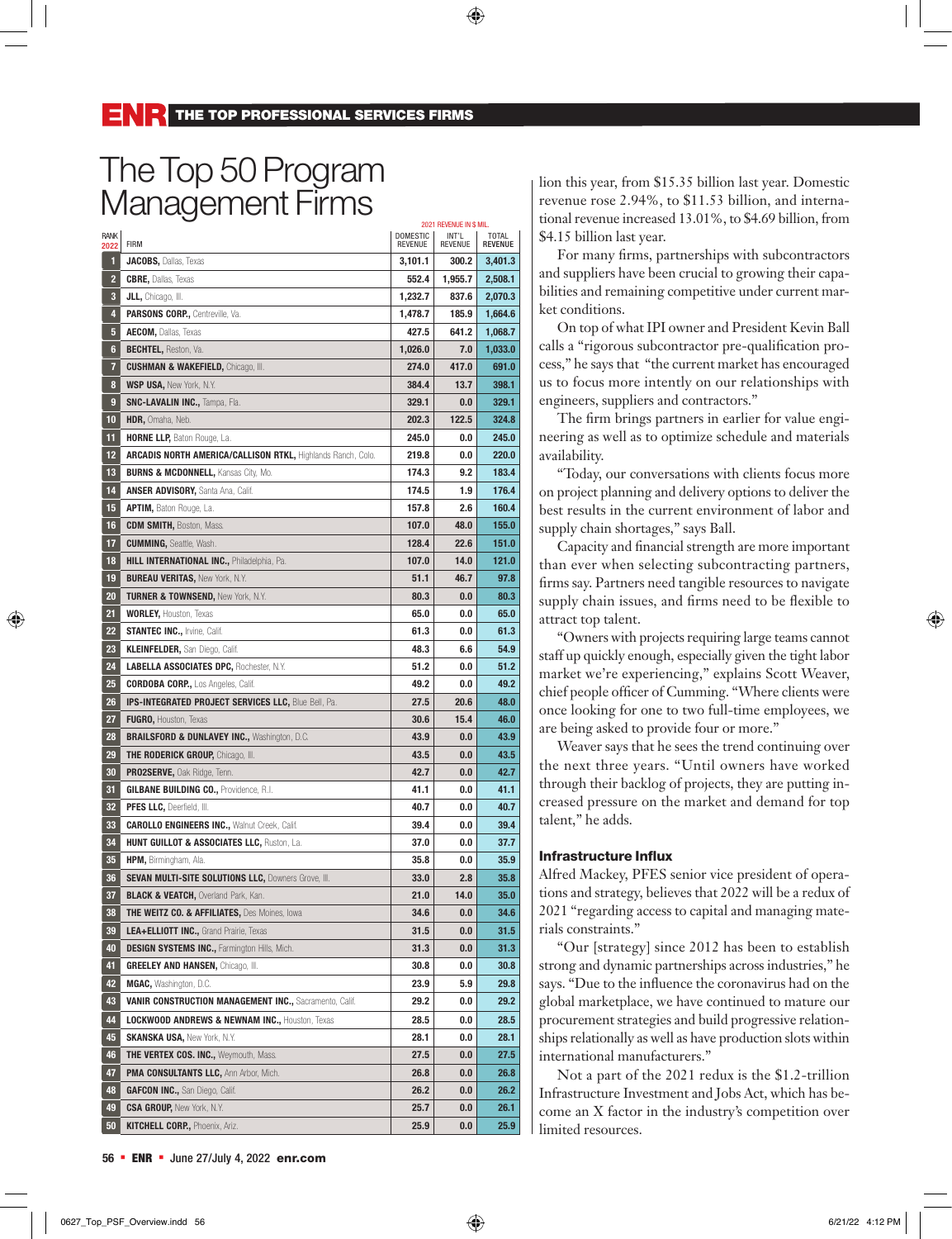# The Top 50 Program Management Firms

| RANK 2022 | FIRM | DOMESTIC REVENUE | INT'L REVENUE | TOTAL REVENUE |
|---|---|---|---|---|
| | | 2021 REVENUE IN $ MIL. | | |
| 1 | **JACOBS,** Dallas, Texas | 3,101.1 | 300.2 | 3,401.3 |
| 2 | **CBRE,** Dallas, Texas | 552.4 | 1,955.7 | 2,508.1 |
| 3 | **JLL,** Chicago, Ill. | 1,232.7 | 837.6 | 2,070.3 |
| 4 | **PARSONS CORP.,** Centreville, Va. | 1,478.7 | 185.9 | 1,664.6 |
| 5 | **AECOM,** Dallas, Texas | 427.5 | 641.2 | 1,068.7 |
| 6 | **BECHTEL,** Reston, Va. | 1,026.0 | 7.0 | 1,033.0 |
| 7 | **CUSHMAN & WAKEFIELD,** Chicago, Ill. | 274.0 | 417.0 | 691.0 |
| 8 | **WSP USA,** New York, N.Y. | 384.4 | 13.7 | 398.1 |
| 9 | **SNC-LAVALIN INC.,** Tampa, Fla. | 329.1 | 0.0 | 329.1 |
| 10 | **HDR,** Omaha, Neb. | 202.3 | 122.5 | 324.8 |
| 11 | **HORNE LLP,** Baton Rouge, La. | 245.0 | 0.0 | 245.0 |
| 12 | **ARCADIS NORTH AMERICA/CALLISON RTKL,** Highlands Ranch, Colo. | 219.8 | 0.0 | 220.0 |
| 13 | **BURNS & MCDONNELL,** Kansas City, Mo. | 174.3 | 9.2 | 183.4 |
| 14 | **ANSER ADVISORY,** Santa Ana, Calif. | 174.5 | 1.9 | 176.4 |
| 15 | **APTIM,** Baton Rouge, La. | 157.8 | 2.6 | 160.4 |
| 16 | **CDM SMITH,** Boston, Mass. | 107.0 | 48.0 | 155.0 |
| 17 | **CUMMING,** Seattle, Wash. | 128.4 | 22.6 | 151.0 |
| 18 | **HILL INTERNATIONAL INC.,** Philadelphia, Pa. | 107.0 | 14.0 | 121.0 |
| 19 | **BUREAU VERITAS,** New York, N.Y. | 51.1 | 46.7 | 97.8 |
| 20 | **TURNER & TOWNSEND,** New York, N.Y. | 80.3 | 0.0 | 80.3 |
| 21 | **WORLEY,** Houston, Texas | 65.0 | 0.0 | 65.0 |
| 22 | **STANTEC INC.,** Irvine, Calif. | 61.3 | 0.0 | 61.3 |
| 23 | **KLEINFELDER,** San Diego, Calif. | 48.3 | 6.6 | 54.9 |
| 24 | **LABELLA ASSOCIATES DPC,** Rochester, N.Y. | 51.2 | 0.0 | 51.2 |
| 25 | **CORDOBA CORP.,** Los Angeles, Calif. | 49.2 | 0.0 | 49.2 |
| 26 | **IPS-INTEGRATED PROJECT SERVICES LLC,** Blue Bell, Pa. | 27.5 | 20.6 | 48.0 |
| 27 | **FUGRO,** Houston, Texas | 30.6 | 15.4 | 46.0 |
| 28 | **BRAILSFORD & DUNLAVEY INC.,** Washington, D.C. | 43.9 | 0.0 | 43.9 |
| 29 | **THE RODERICK GROUP,** Chicago, Ill. | 43.5 | 0.0 | 43.5 |
| 30 | **PRO2SERVE,** Oak Ridge, Tenn. | 42.7 | 0.0 | 42.7 |
| 31 | **GILBANE BUILDING CO.,** Providence, R.I. | 41.1 | 0.0 | 41.1 |
| 32 | **PFES LLC,** Deerfield, Ill. | 40.7 | 0.0 | 40.7 |
| 33 | **CAROLLO ENGINEERS INC.,** Walnut Creek, Calif. | 39.4 | 0.0 | 39.4 |
| 34 | **HUNT GUILLOT & ASSOCIATES LLC,** Ruston, La. | 37.0 | 0.0 | 37.7 |
| 35 | **HPM,** Birmingham, Ala. | 35.8 | 0.0 | 35.9 |
| 36 | **SEVAN MULTI-SITE SOLUTIONS LLC,** Downers Grove, Ill. | 33.0 | 2.8 | 35.8 |
| 37 | **BLACK & VEATCH,** Overland Park, Kan. | 21.0 | 14.0 | 35.0 |
| 38 | **THE WEITZ CO. & AFFILIATES,** Des Moines, Iowa | 34.6 | 0.0 | 34.6 |
| 39 | **LEA+ELLIOTT INC.,** Grand Prairie, Texas | 31.5 | 0.0 | 31.5 |
| 40 | **DESIGN SYSTEMS INC.,** Farmington Hills, Mich. | 31.3 | 0.0 | 31.3 |
| 41 | **GREELEY AND HANSEN,** Chicago, Ill. | 30.8 | 0.0 | 30.8 |
| 42 | **MGAC,** Washington, D.C. | 23.9 | 5.9 | 29.8 |
| 43 | **VANIR CONSTRUCTION MANAGEMENT INC.,** Sacramento, Calif. | 29.2 | 0.0 | 29.2 |
| 44 | **LOCKWOOD ANDREWS & NEWNAM INC.,** Houston, Texas | 28.5 | 0.0 | 28.5 |
| 45 | **SKANSKA USA,** New York, N.Y. | 28.1 | 0.0 | 28.1 |
| 46 | **THE VERTEX COS. INC.,** Weymouth, Mass. | 27.5 | 0.0 | 27.5 |
| 47 | **PMA CONSULTANTS LLC,** Ann Arbor, Mich. | 26.8 | 0.0 | 26.8 |
| 48 | **GAFCON INC.,** San Diego, Calif. | 26.2 | 0.0 | 26.2 |
| 49 | **CSA GROUP,** New York, N.Y. | 25.7 | 0.0 | 26.1 |
| 50 | **KITCHELL CORP.,** Phoenix, Ariz. | 25.9 | 0.0 | 25.9 |

lion this year, from $15.35 billion last year. Domestic revenue rose 2.94%, to $11.53 billion, and international revenue increased 13.01%, to $4.69 billion, from $4.15 billion last year.

For many firms, partnerships with subcontractors and suppliers have been crucial to growing their capabilities and remaining competitive under current market conditions.

On top of what IPI owner and President Kevin Ball calls a "rigorous subcontractor pre-qualification process," he says that "the current market has encouraged us to focus more intently on our relationships with engineers, suppliers and contractors."

The firm brings partners in earlier for value engineering as well as to optimize schedule and materials availability.

"Today, our conversations with clients focus more on project planning and delivery options to deliver the best results in the current environment of labor and supply chain shortages," says Ball.

Capacity and financial strength are more important than ever when selecting subcontracting partners, firms say. Partners need tangible resources to navigate supply chain issues, and firms need to be flexible to attract top talent.

"Owners with projects requiring large teams cannot staff up quickly enough, especially given the tight labor market we're experiencing," explains Scott Weaver, chief people officer of Cumming. "Where clients were once looking for one to two full-time employees, we are being asked to provide four or more."

Weaver says that he sees the trend continuing over the next three years. "Until owners have worked through their backlog of projects, they are putting increased pressure on the market and demand for top talent," he adds.

### Infrastructure Influx

Alfred Mackey, PFES senior vice president of operations and strategy, believes that 2022 will be a redux of 2021 "regarding access to capital and managing materials constraints."

"Our [strategy] since 2012 has been to establish strong and dynamic partnerships across industries," he says. "Due to the influence the coronavirus had on the global marketplace, we have continued to mature our procurement strategies and build progressive relationships relationally as well as have production slots within international manufacturers."

Not a part of the 2021 redux is the $1.2-trillion Infrastructure Investment and Jobs Act, which has become an X factor in the industry's competition over limited resources.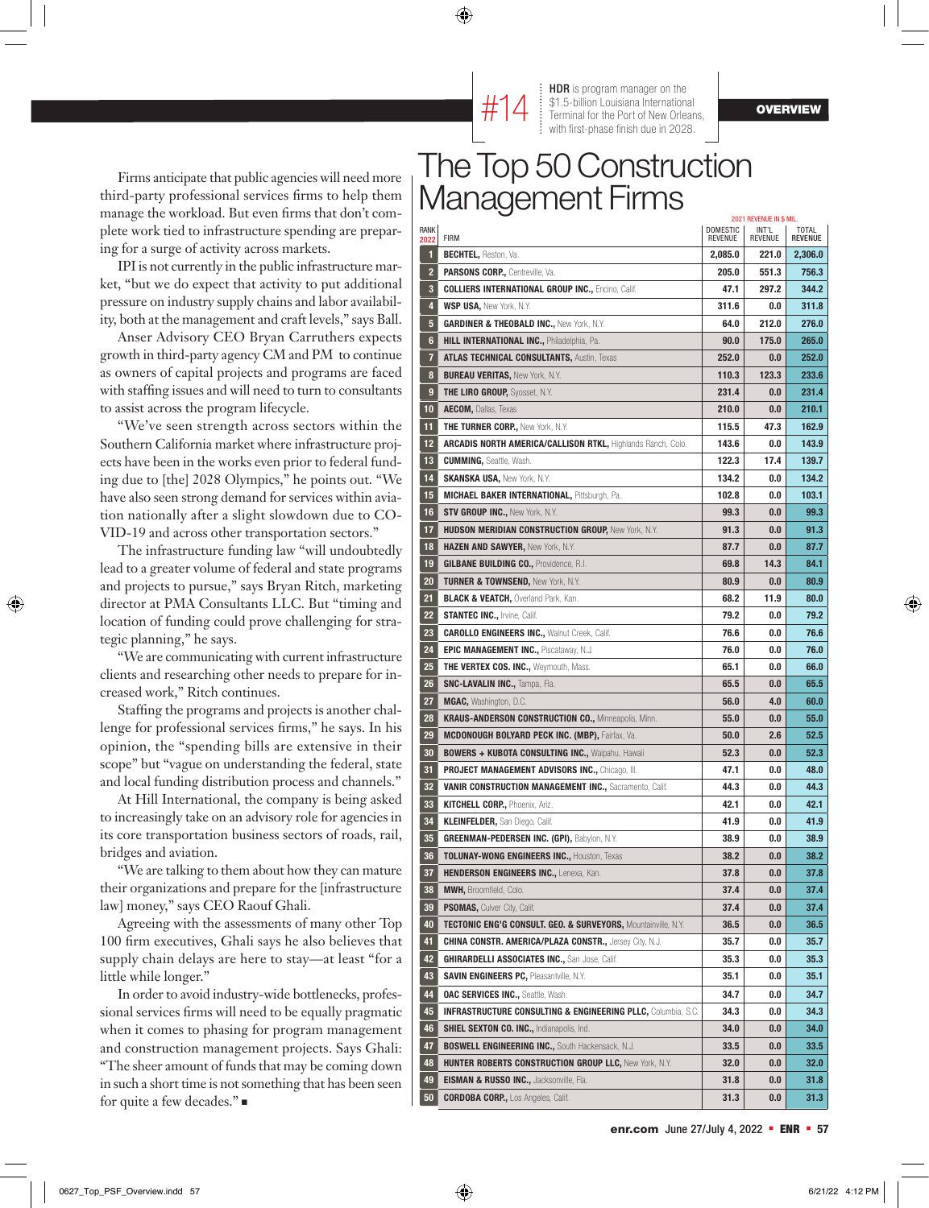OVERVIEW

#14 **HDR** is program manager on the $1.5-billion Louisiana International Terminal for the Port of New Orleans, with first-phase finish due in 2028.

Firms anticipate that public agencies will need more third-party professional services firms to help them manage the workload. But even firms that don't complete work tied to infrastructure spending are preparing for a surge of activity across markets.

IPI is not currently in the public infrastructure market, "but we do expect that activity to put additional pressure on industry supply chains and labor availability, both at the management and craft levels," says Ball.

Anser Advisory CEO Bryan Carruthers expects growth in third-party agency CM and PM to continue as owners of capital projects and programs are faced with staffing issues and will need to turn to consultants to assist across the program lifecycle.

"We've seen strength across sectors within the Southern California market where infrastructure projects have been in the works even prior to federal funding due to [the] 2028 Olympics," he points out. "We have also seen strong demand for services within aviation nationally after a slight slowdown due to COVID-19 and across other transportation sectors."

The infrastructure funding law "will undoubtedly lead to a greater volume of federal and state programs and projects to pursue," says Bryan Ritch, marketing director at PMA Consultants LLC. But "timing and location of funding could prove challenging for strategic planning," he says.

"We are communicating with current infrastructure clients and researching other needs to prepare for increased work," Ritch continues.

Staffing the programs and projects is another challenge for professional services firms," he says. In his opinion, the "spending bills are extensive in their scope" but "vague on understanding the federal, state and local funding distribution process and channels."

At Hill International, the company is being asked to increasingly take on an advisory role for agencies in its core transportation business sectors of roads, rail, bridges and aviation.

"We are talking to them about how they can mature their organizations and prepare for the [infrastructure law] money," says CEO Raouf Ghali.

Agreeing with the assessments of many other Top 100 firm executives, Ghali says he also believes that supply chain delays are here to stay—at least "for a little while longer."

In order to avoid industry-wide bottlenecks, professional services firms will need to be equally pragmatic when it comes to phasing for program management and construction management projects. Says Ghali: "The sheer amount of funds that may be coming down in such a short time is not something that has been seen for quite a few decades." ■

# The Top 50 Construction Management Firms

| RANK 2022 | FIRM | 2021 REVENUE IN $ MIL. DOMESTIC REVENUE | INT'L REVENUE | TOTAL REVENUE |
|---|---|---|---|---|
| 1 | **BECHTEL,** Reston, Va. | 2,085.0 | 221.0 | 2,306.0 |
| 2 | **PARSONS CORP.,** Centreville, Va. | 205.0 | 551.3 | 756.3 |
| 3 | **COLLIERS INTERNATIONAL GROUP INC.,** Encino, Calif. | 47.1 | 297.2 | 344.2 |
| 4 | **WSP USA,** New York, N.Y. | 311.6 | 0.0 | 311.8 |
| 5 | **GARDINER & THEOBALD INC.,** New York, N.Y. | 64.0 | 212.0 | 276.0 |
| 6 | **HILL INTERNATIONAL INC.,** Philadelphia, Pa. | 90.0 | 175.0 | 265.0 |
| 7 | **ATLAS TECHNICAL CONSULTANTS,** Austin, Texas | 252.0 | 0.0 | 252.0 |
| 8 | **BUREAU VERITAS,** New York, N.Y. | 110.3 | 123.3 | 233.6 |
| 9 | **THE LIRO GROUP,** Syosset, N.Y. | 231.4 | 0.0 | 231.4 |
| 10 | **AECOM,** Dallas, Texas | 210.0 | 0.0 | 210.1 |
| 11 | **THE TURNER CORP.,** New York, N.Y. | 115.5 | 47.3 | 162.9 |
| 12 | **ARCADIS NORTH AMERICA/CALLISON RTKL,** Highlands Ranch, Colo. | 143.6 | 0.0 | 143.9 |
| 13 | **CUMMING,** Seattle, Wash. | 122.3 | 17.4 | 139.7 |
| 14 | **SKANSKA USA,** New York, N.Y. | 134.2 | 0.0 | 134.2 |
| 15 | **MICHAEL BAKER INTERNATIONAL,** Pittsburgh, Pa. | 102.8 | 0.0 | 103.1 |
| 16 | **STV GROUP INC.,** New York, N.Y. | 99.3 | 0.0 | 99.3 |
| 17 | **HUDSON MERIDIAN CONSTRUCTION GROUP,** New York, N.Y. | 91.3 | 0.0 | 91.3 |
| 18 | **HAZEN AND SAWYER,** New York, N.Y. | 87.7 | 0.0 | 87.7 |
| 19 | **GILBANE BUILDING CO.,** Providence, R.I. | 69.8 | 14.3 | 84.1 |
| 20 | **TURNER & TOWNSEND,** New York, N.Y. | 80.9 | 0.0 | 80.9 |
| 21 | **BLACK & VEATCH,** Overland Park, Kan. | 68.2 | 11.9 | 80.0 |
| 22 | **STANTEC INC.,** Irvine, Calif. | 79.2 | 0.0 | 79.2 |
| 23 | **CAROLLO ENGINEERS INC.,** Walnut Creek, Calif. | 76.6 | 0.0 | 76.6 |
| 24 | **EPIC MANAGEMENT INC.,** Piscataway, N.J. | 76.0 | 0.0 | 76.0 |
| 25 | **THE VERTEX COS. INC.,** Weymouth, Mass. | 65.1 | 0.0 | 66.0 |
| 26 | **SNC-LAVALIN INC.,** Tampa, Fla. | 65.5 | 0.0 | 65.5 |
| 27 | **MGAC,** Washington, D.C. | 56.0 | 4.0 | 60.0 |
| 28 | **KRAUS-ANDERSON CONSTRUCTION CO.,** Minneapolis, Minn. | 55.0 | 0.0 | 55.0 |
| 29 | **MCDONOUGH BOLYARD PECK INC. (MBP),** Fairfax, Va. | 50.0 | 2.6 | 52.5 |
| 30 | **BOWERS + KUBOTA CONSULTING INC.,** Waipahu, Hawaii | 52.3 | 0.0 | 52.3 |
| 31 | **PROJECT MANAGEMENT ADVISORS INC.,** Chicago, Ill. | 47.1 | 0.0 | 48.0 |
| 32 | **VANIR CONSTRUCTION MANAGEMENT INC.,** Sacramento, Calif. | 44.3 | 0.0 | 44.3 |
| 33 | **KITCHELL CORP.,** Phoenix, Ariz. | 42.1 | 0.0 | 42.1 |
| 34 | **KLEINFELDER,** San Diego, Calif. | 41.9 | 0.0 | 41.9 |
| 35 | **GREENMAN-PEDERSEN INC. (GPI),** Babylon, N.Y. | 38.9 | 0.0 | 38.9 |
| 36 | **TOLUNAY-WONG ENGINEERS INC.,** Houston, Texas | 38.2 | 0.0 | 38.2 |
| 37 | **HENDERSON ENGINEERS INC.,** Lenexa, Kan. | 37.8 | 0.0 | 37.8 |
| 38 | **MWH,** Broomfield, Colo. | 37.4 | 0.0 | 37.4 |
| 39 | **PSOMAS,** Culver City, Calif. | 37.4 | 0.0 | 37.4 |
| 40 | **TECTONIC ENG'G CONSULT. GEO. & SURVEYORS,** Mountainville, N.Y. | 36.5 | 0.0 | 36.5 |
| 41 | **CHINA CONSTR. AMERICA/PLAZA CONSTR.,** Jersey City, N.J. | 35.7 | 0.0 | 35.7 |
| 42 | **GHIRARDELLI ASSOCIATES INC.,** San Jose, Calif. | 35.3 | 0.0 | 35.3 |
| 43 | **SAVIN ENGINEERS PC,** Pleasantville, N.Y. | 35.1 | 0.0 | 35.1 |
| 44 | **OAC SERVICES INC.,** Seattle, Wash. | 34.7 | 0.0 | 34.7 |
| 45 | **INFRASTRUCTURE CONSULTING & ENGINEERING PLLC,** Columbia, S.C. | 34.3 | 0.0 | 34.3 |
| 46 | **SHIEL SEXTON CO. INC.,** Indianapolis, Ind. | 34.0 | 0.0 | 34.0 |
| 47 | **BOSWELL ENGINEERING INC.,** South Hackensack, N.J. | 33.5 | 0.0 | 33.5 |
| 48 | **HUNTER ROBERTS CONSTRUCTION GROUP LLC,** New York, N.Y. | 32.0 | 0.0 | 32.0 |
| 49 | **EISMAN & RUSSO INC.,** Jacksonville, Fla. | 31.8 | 0.0 | 31.8 |
| 50 | **CORDOBA CORP.,** Los Angeles, Calif. | 31.3 | 0.0 | 31.3 |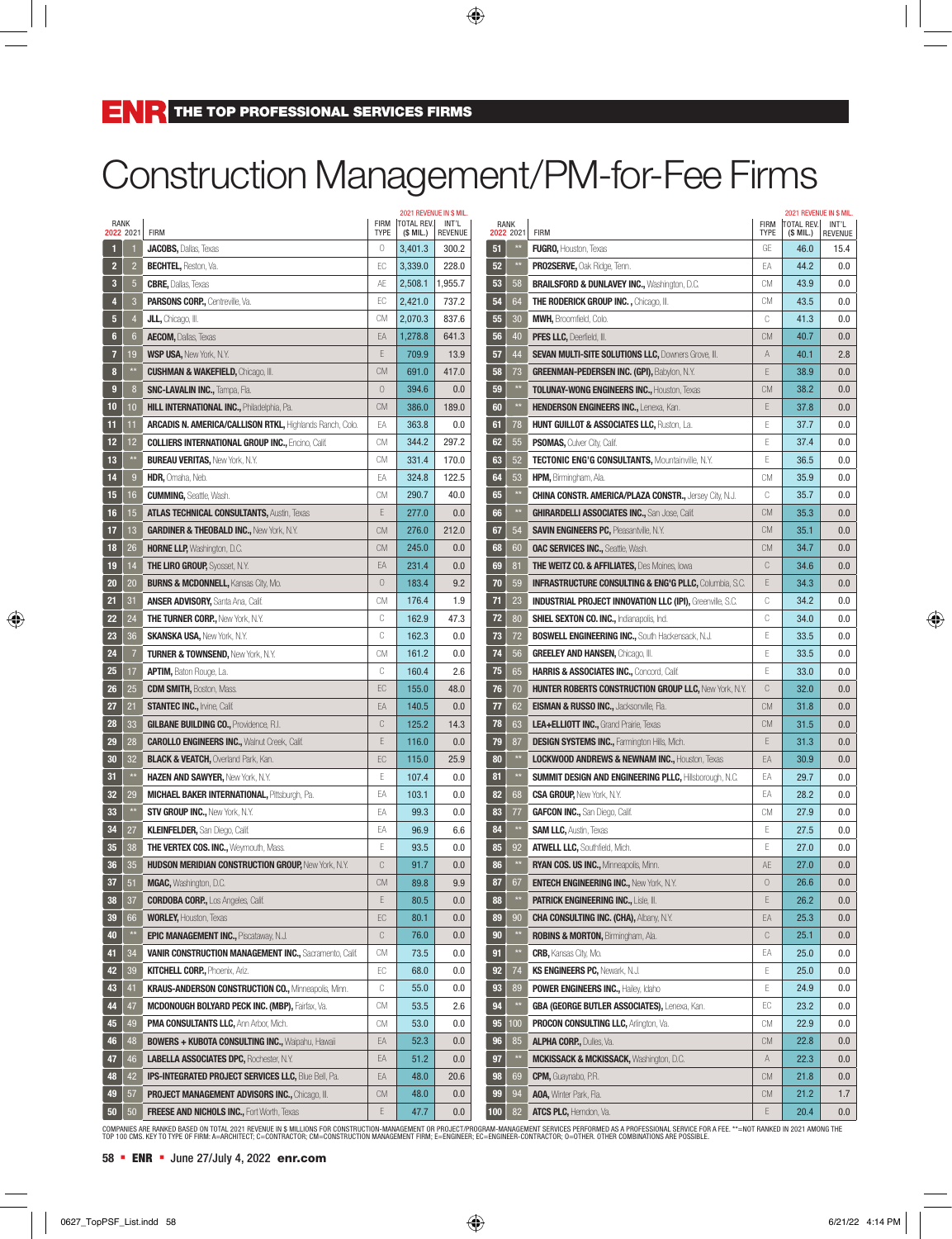**ENR THE TOP PROFESSIONAL SERVICES FIRMS**

# Construction Management/PM-for-Fee Firms

| RANK 2022 | RANK 2021 | FIRM | FIRM TYPE | 2021 REVENUE IN $ MIL. TOTAL REV. ($ MIL.) | INT'L REVENUE |
|---|---|---|---|---|---|
| 1 | 1 | **JACOBS,** Dallas, Texas | O | 3,401.3 | 300.2 |
| 2 | 2 | **BECHTEL,** Reston, Va. | EC | 3,339.0 | 228.0 |
| 3 | 5 | **CBRE,** Dallas, Texas | AE | 2,508.1 | 1,955.7 |
| 4 | 3 | **PARSONS CORP.,** Centreville, Va. | EC | 2,421.0 | 737.2 |
| 5 | 4 | **JLL,** Chicago, Ill. | CM | 2,070.3 | 837.6 |
| 6 | 6 | **AECOM,** Dallas, Texas | EA | 1,278.8 | 641.3 |
| 7 | 19 | **WSP USA,** New York, N.Y. | E | 709.9 | 13.9 |
| 8 | ** | **CUSHMAN & WAKEFIELD,** Chicago, Ill. | CM | 691.0 | 417.0 |
| 9 | 8 | **SNC-LAVALIN INC.,** Tampa, Fla. | O | 394.6 | 0.0 |
| 10 | 10 | **HILL INTERNATIONAL INC.,** Philadelphia, Pa. | CM | 386.0 | 189.0 |
| 11 | 11 | **ARCADIS N. AMERICA/CALLISON RTKL,** Highlands Ranch, Colo. | EA | 363.8 | 0.0 |
| 12 | 12 | **COLLIERS INTERNATIONAL GROUP INC.,** Encino, Calif. | CM | 344.2 | 297.2 |
| 13 | ** | **BUREAU VERITAS,** New York, N.Y. | CM | 331.4 | 170.0 |
| 14 | 9 | **HDR,** Omaha, Neb. | EA | 324.8 | 122.5 |
| 15 | 16 | **CUMMING,** Seattle, Wash. | CM | 290.7 | 40.0 |
| 16 | 15 | **ATLAS TECHNICAL CONSULTANTS,** Austin, Texas | E | 277.0 | 0.0 |
| 17 | 13 | **GARDINER & THEOBALD INC.,** New York, N.Y. | CM | 276.0 | 212.0 |
| 18 | 26 | **HORNE LLP,** Washington, D.C. | CM | 245.0 | 0.0 |
| 19 | 14 | **THE LIRO GROUP,** Syosset, N.Y. | EA | 231.4 | 0.0 |
| 20 | 20 | **BURNS & MCDONNELL,** Kansas City, Mo. | O | 183.4 | 9.2 |
| 21 | 31 | **ANSER ADVISORY,** Santa Ana, Calif. | CM | 176.4 | 1.9 |
| 22 | 24 | **THE TURNER CORP.,** New York, N.Y. | C | 162.9 | 47.3 |
| 23 | 36 | **SKANSKA USA,** New York, N.Y. | C | 162.3 | 0.0 |
| 24 | 7 | **TURNER & TOWNSEND,** New York, N.Y. | CM | 161.2 | 0.0 |
| 25 | 17 | **APTIM,** Baton Rouge, La. | C | 160.4 | 2.6 |
| 26 | 25 | **CDM SMITH,** Boston, Mass. | EC | 155.0 | 48.0 |
| 27 | 21 | **STANTEC INC.,** Irvine, Calif. | EA | 140.5 | 0.0 |
| 28 | 33 | **GILBANE BUILDING CO.,** Providence, R.I. | C | 125.2 | 14.3 |
| 29 | 28 | **CAROLLO ENGINEERS INC.,** Walnut Creek, Calif. | E | 116.0 | 0.0 |
| 30 | 32 | **BLACK & VEATCH,** Overland Park, Kan. | EC | 115.0 | 25.9 |
| 31 | ** | **HAZEN AND SAWYER,** New York, N.Y. | E | 107.4 | 0.0 |
| 32 | 29 | **MICHAEL BAKER INTERNATIONAL,** Pittsburgh, Pa. | EA | 103.1 | 0.0 |
| 33 | ** | **STV GROUP INC.,** New York, N.Y. | EA | 99.3 | 0.0 |
| 34 | 27 | **KLEINFELDER,** San Diego, Calif. | EA | 96.9 | 6.6 |
| 35 | 38 | **THE VERTEX COS. INC.,** Weymouth, Mass. | E | 93.5 | 0.0 |
| 36 | 35 | **HUDSON MERIDIAN CONSTRUCTION GROUP,** New York, N.Y. | C | 91.7 | 0.0 |
| 37 | 51 | **MGAC,** Washington, D.C. | CM | 89.8 | 9.9 |
| 38 | 37 | **CORDOBA CORP.,** Los Angeles, Calif. | E | 80.5 | 0.0 |
| 39 | 66 | **WORLEY,** Houston, Texas | EC | 80.1 | 0.0 |
| 40 | ** | **EPIC MANAGEMENT INC.,** Piscataway, N.J. | C | 76.0 | 0.0 |
| 41 | 34 | **VANIR CONSTRUCTION MANAGEMENT INC.,** Sacramento, Calif. | CM | 73.5 | 0.0 |
| 42 | 39 | **KITCHELL CORP.,** Phoenix, Ariz. | EC | 68.0 | 0.0 |
| 43 | 41 | **KRAUS-ANDERSON CONSTRUCTION CO.,** Minneapolis, Minn. | C | 55.0 | 0.0 |
| 44 | 47 | **MCDONOUGH BOLYARD PECK INC. (MBP),** Fairfax, Va. | CM | 53.5 | 2.6 |
| 45 | 49 | **PMA CONSULTANTS LLC,** Ann Arbor, Mich. | CM | 53.0 | 0.0 |
| 46 | 48 | **BOWERS + KUBOTA CONSULTING INC.,** Waipahu, Hawaii | EA | 52.3 | 0.0 |
| 47 | 46 | **LABELLA ASSOCIATES DPC,** Rochester, N.Y. | EA | 51.2 | 0.0 |
| 48 | 42 | **IPS-INTEGRATED PROJECT SERVICES LLC,** Blue Bell, Pa. | EA | 48.0 | 20.6 |
| 49 | 57 | **PROJECT MANAGEMENT ADVISORS INC.,** Chicago, Ill. | CM | 48.0 | 0.0 |
| 50 | 50 | **FREESE AND NICHOLS INC.,** Fort Worth, Texas | E | 47.7 | 0.0 |
| 51 | ** | **FUGRO,** Houston, Texas | GE | 46.0 | 15.4 |
| 52 | ** | **PRO2SERVE,** Oak Ridge, Tenn. | EA | 44.2 | 0.0 |
| 53 | 58 | **BRAILSFORD & DUNLAVEY INC.,** Washington, D.C. | CM | 43.9 | 0.0 |
| 54 | 64 | **THE RODERICK GROUP INC. ,** Chicago, Ill. | CM | 43.5 | 0.0 |
| 55 | 30 | **MWH,** Broomfield, Colo. | C | 41.3 | 0.0 |
| 56 | 40 | **PFES LLC,** Deerfield, Ill. | CM | 40.7 | 0.0 |
| 57 | 44 | **SEVAN MULTI-SITE SOLUTIONS LLC,** Downers Grove, Ill. | A | 40.1 | 2.8 |
| 58 | 73 | **GREENMAN-PEDERSEN INC. (GPI),** Babylon, N.Y. | E | 38.9 | 0.0 |
| 59 | ** | **TOLUNAY-WONG ENGINEERS INC.,** Houston, Texas | CM | 38.2 | 0.0 |
| 60 | ** | **HENDERSON ENGINEERS INC.,** Lenexa, Kan. | E | 37.8 | 0.0 |
| 61 | 78 | **HUNT GUILLOT & ASSOCIATES LLC,** Ruston, La. | E | 37.7 | 0.0 |
| 62 | 55 | **PSOMAS,** Culver City, Calif. | E | 37.4 | 0.0 |
| 63 | 52 | **TECTONIC ENG'G CONSULTANTS,** Mountainville, N.Y. | E | 36.5 | 0.0 |
| 64 | 53 | **HPM,** Birmingham, Ala. | CM | 35.9 | 0.0 |
| 65 | ** | **CHINA CONSTR. AMERICA/PLAZA CONSTR.,** Jersey City, N.J. | C | 35.7 | 0.0 |
| 66 | ** | **GHIRARDELLI ASSOCIATES INC.,** San Jose, Calif. | CM | 35.3 | 0.0 |
| 67 | 54 | **SAVIN ENGINEERS PC,** Pleasantville, N.Y. | CM | 35.1 | 0.0 |
| 68 | 60 | **OAC SERVICES INC.,** Seattle, Wash. | CM | 34.7 | 0.0 |
| 69 | 81 | **THE WEITZ CO. & AFFILIATES,** Des Moines, Iowa | C | 34.6 | 0.0 |
| 70 | 59 | **INFRASTRUCTURE CONSULTING & ENG'G PLLC,** Columbia, S.C. | E | 34.3 | 0.0 |
| 71 | 23 | **INDUSTRIAL PROJECT INNOVATION LLC (IPI),** Greenville, S.C. | C | 34.2 | 0.0 |
| 72 | 80 | **SHIEL SEXTON CO. INC.,** Indianapolis, Ind. | C | 34.0 | 0.0 |
| 73 | 72 | **BOSWELL ENGINEERING INC.,** South Hackensack, N.J. | E | 33.5 | 0.0 |
| 74 | 56 | **GREELEY AND HANSEN,** Chicago, Ill. | E | 33.5 | 0.0 |
| 75 | 65 | **HARRIS & ASSOCIATES INC.,** Concord, Calif. | E | 33.0 | 0.0 |
| 76 | 70 | **HUNTER ROBERTS CONSTRUCTION GROUP LLC,** New York, N.Y. | C | 32.0 | 0.0 |
| 77 | 62 | **EISMAN & RUSSO INC.,** Jacksonville, Fla. | CM | 31.8 | 0.0 |
| 78 | 63 | **LEA+ELLIOTT INC.,** Grand Prairie, Texas | CM | 31.5 | 0.0 |
| 79 | 87 | **DESIGN SYSTEMS INC.,** Farmington Hills, Mich. | E | 31.3 | 0.0 |
| 80 | ** | **LOCKWOOD ANDREWS & NEWNAM INC.,** Houston, Texas | EA | 30.9 | 0.0 |
| 81 | ** | **SUMMIT DESIGN AND ENGINEERING PLLC,** Hillsborough, N.C. | EA | 29.7 | 0.0 |
| 82 | 68 | **CSA GROUP,** New York, N.Y. | EA | 28.2 | 0.0 |
| 83 | 77 | **GAFCON INC.,** San Diego, Calif. | CM | 27.9 | 0.0 |
| 84 | ** | **SAM LLC,** Austin, Texas | E | 27.5 | 0.0 |
| 85 | 92 | **ATWELL LLC,** Southfield, Mich. | E | 27.0 | 0.0 |
| 86 | ** | **RYAN COS. US INC.,** Minneapolis, Minn. | AE | 27.0 | 0.0 |
| 87 | 67 | **ENTECH ENGINEERING INC.,** New York, N.Y. | O | 26.6 | 0.0 |
| 88 | ** | **PATRICK ENGINEERING INC.,** Lisle, Ill. | E | 26.2 | 0.0 |
| 89 | 90 | **CHA CONSULTING INC. (CHA),** Albany, N.Y. | EA | 25.3 | 0.0 |
| 90 | ** | **ROBINS & MORTON,** Birmingham, Ala. | C | 25.1 | 0.0 |
| 91 | ** | **CRB,** Kansas City, Mo. | EA | 25.0 | 0.0 |
| 92 | 74 | **KS ENGINEERS PC,** Newark, N.J. | E | 25.0 | 0.0 |
| 93 | 89 | **POWER ENGINEERS INC.,** Hailey, Idaho | E | 24.9 | 0.0 |
| 94 | ** | **GBA (GEORGE BUTLER ASSOCIATES),** Lenexa, Kan. | EC | 23.2 | 0.0 |
| 95 | 100 | **PROCON CONSULTING LLC,** Arlington, Va. | CM | 22.9 | 0.0 |
| 96 | 85 | **ALPHA CORP.,** Dulles, Va. | CM | 22.8 | 0.0 |
| 97 | ** | **MCKISSACK & MCKISSACK,** Washington, D.C. | A | 22.3 | 0.0 |
| 98 | 69 | **CPM,** Guaynabo, P.R. | CM | 21.8 | 0.0 |
| 99 | 94 | **AOA,** Winter Park, Fla. | CM | 21.2 | 1.7 |
| 100 | 82 | **ATCS PLC,** Herndon, Va. | E | 20.4 | 0.0 |

COMPANIES ARE RANKED BASED ON TOTAL 2021 REVENUE IN $ MILLIONS FOR CONSTRUCTION-MANAGEMENT OR PROJECT/PROGRAM-MANAGEMENT SERVICES PERFORMED AS A PROFESSIONAL SERVICE FOR A FEE. **=NOT RANKED IN 2021 AMONG THE TOP 100 CMS. KEY TO TYPE OF FIRM: A=ARCHITECT; C=CONTRACTOR; CM=CONSTRUCTION MANAGEMENT FIRM; E=ENGINEER; EC=ENGINEER-CONTRACTOR; O=OTHER. OTHER COMBINATIONS ARE POSSIBLE.